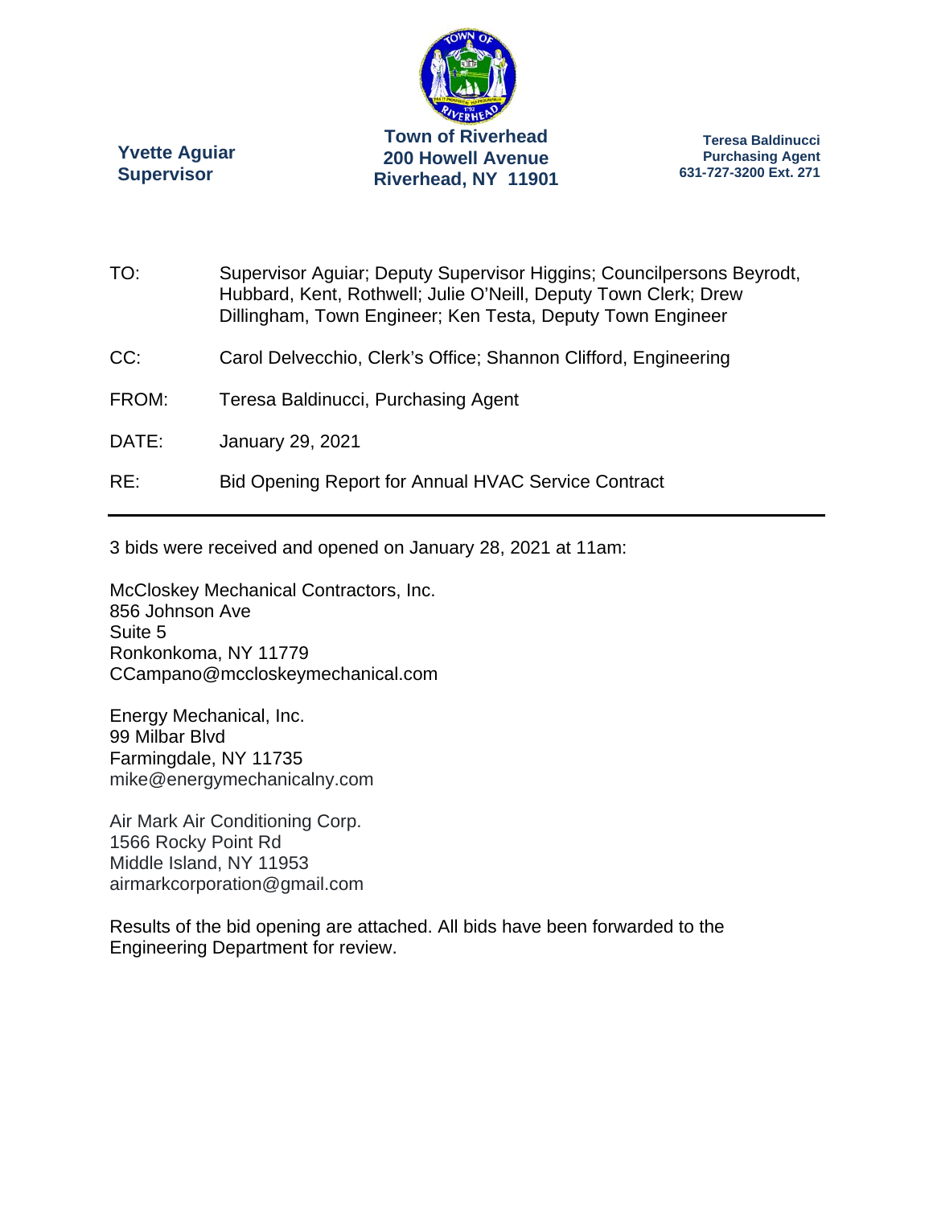**Yvette Aguiar**
**Supervisor**

**Town of Riverhead**
**200 Howell Avenue**
**Riverhead, NY 11901**

**Teresa Baldinucci**
**Purchasing Agent**
**631-727-3200 Ext. 271**

TO: Supervisor Aguiar; Deputy Supervisor Higgins; Councilpersons Beyrodt, Hubbard, Kent, Rothwell; Julie O'Neill, Deputy Town Clerk; Drew Dillingham, Town Engineer; Ken Testa, Deputy Town Engineer

CC: Carol Delvecchio, Clerk's Office; Shannon Clifford, Engineering

FROM: Teresa Baldinucci, Purchasing Agent

DATE: January 29, 2021

RE: Bid Opening Report for Annual HVAC Service Contract

---

3 bids were received and opened on January 28, 2021 at 11am:

McCloskey Mechanical Contractors, Inc.
856 Johnson Ave
Suite 5
Ronkonkoma, NY 11779
CCampano@mccloskeymechanical.com

Energy Mechanical, Inc.
99 Milbar Blvd
Farmingdale, NY 11735
mike@energymechanicalny.com

Air Mark Air Conditioning Corp.
1566 Rocky Point Rd
Middle Island, NY 11953
airmarkcorporation@gmail.com

Results of the bid opening are attached. All bids have been forwarded to the Engineering Department for review.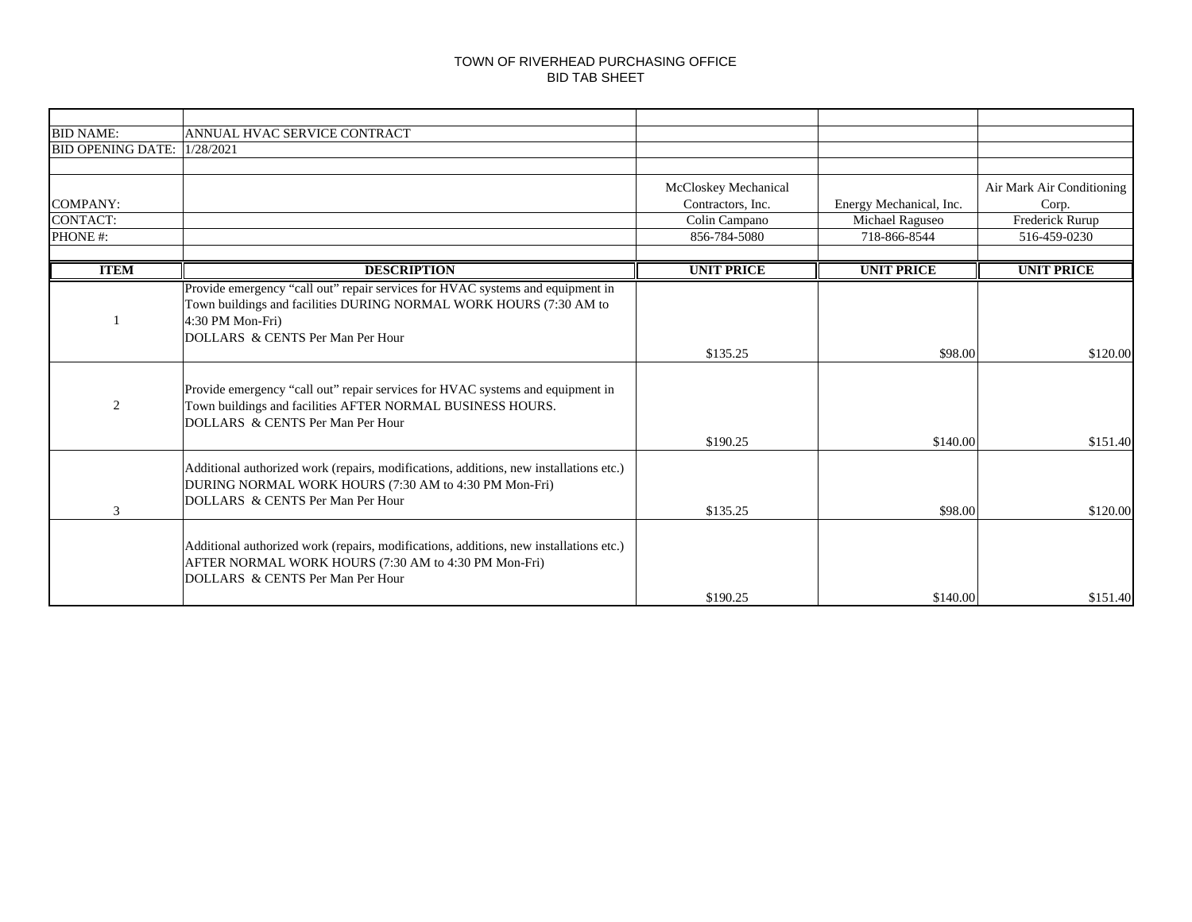TOWN OF RIVERHEAD PURCHASING OFFICE
BID TAB SHEET

| | | | | |
|---|---|---|---|---|
| BID NAME: | ANNUAL HVAC SERVICE CONTRACT | | | |
| BID OPENING DATE: | 1/28/2021 | | | |
| COMPANY: | | McCloskey Mechanical Contractors, Inc. | Energy Mechanical, Inc. | Air Mark Air Conditioning Corp. |
| CONTACT: | | Colin Campano | Michael Raguseo | Frederick Rurup |
| PHONE #: | | 856-784-5080 | 718-866-8544 | 516-459-0230 |
| **ITEM** | **DESCRIPTION** | **UNIT PRICE** | **UNIT PRICE** | **UNIT PRICE** |
| 1 | Provide emergency "call out" repair services for HVAC systems and equipment in Town buildings and facilities DURING NORMAL WORK HOURS (7:30 AM to 4:30 PM Mon-Fri) DOLLARS & CENTS Per Man Per Hour | $135.25 | $98.00 | $120.00 |
| 2 | Provide emergency "call out" repair services for HVAC systems and equipment in Town buildings and facilities AFTER NORMAL BUSINESS HOURS. DOLLARS & CENTS Per Man Per Hour | $190.25 | $140.00 | $151.40 |
| 3 | Additional authorized work (repairs, modifications, additions, new installations etc.) DURING NORMAL WORK HOURS (7:30 AM to 4:30 PM Mon-Fri) DOLLARS & CENTS Per Man Per Hour | $135.25 | $98.00 | $120.00 |
| | Additional authorized work (repairs, modifications, additions, new installations etc.) AFTER NORMAL WORK HOURS (7:30 AM to 4:30 PM Mon-Fri) DOLLARS & CENTS Per Man Per Hour | $190.25 | $140.00 | $151.40 |